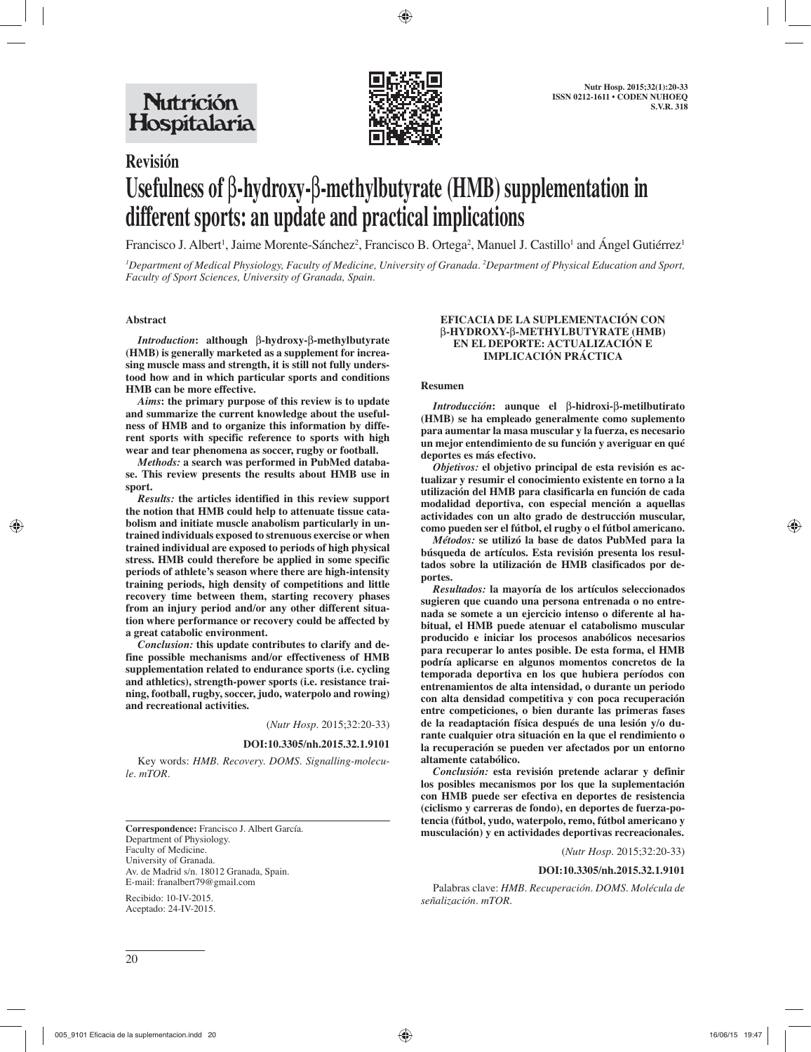Nutrición Hospitalaria

Nutr Hosp. 2015;32(1):20-33
ISSN 0212-1611 • CODEN NUHOEQ
S.V.R. 318

## Revisión

# Usefulness of β-hydroxy-β-methylbutyrate (HMB) supplementation in different sports: an update and practical implications

Francisco J. Albert[1], Jaime Morente-Sánchez[2], Francisco B. Ortega[2], Manuel J. Castillo[1] and Ángel Gutiérrez[1]

[1]*Department of Medical Physiology, Faculty of Medicine, University of Granada.* [2]*Department of Physical Education and Sport, Faculty of Sport Sciences, University of Granada, Spain.*

### Abstract

***Introduction*: although β-hydroxy-β-methylbutyrate (HMB) is generally marketed as a supplement for increasing muscle mass and strength, it is still not fully understood how and in which particular sports and conditions HMB can be more effective.**

***Aims*: the primary purpose of this review is to update and summarize the current knowledge about the usefulness of HMB and to organize this information by different sports with specific reference to sports with high wear and tear phenomena as soccer, rugby or football.**

***Methods:* a search was performed in PubMed database. This review presents the results about HMB use in sport.**

***Results:* the articles identified in this review support the notion that HMB could help to attenuate tissue catabolism and initiate muscle anabolism particularly in untrained individuals exposed to strenuous exercise or when trained individual are exposed to periods of high physical stress. HMB could therefore be applied in some specific periods of athlete's season where there are high-intensity training periods, high density of competitions and little recovery time between them, starting recovery phases from an injury period and/or any other different situation where performance or recovery could be affected by a great catabolic environment.**

***Conclusion:* this update contributes to clarify and define possible mechanisms and/or effectiveness of HMB supplementation related to endurance sports (i.e. cycling and athletics), strength-power sports (i.e. resistance training, football, rugby, soccer, judo, waterpolo and rowing) and recreational activities.**

(*Nutr Hosp.* 2015;32:20-33)

**DOI:10.3305/nh.2015.32.1.9101**

Key words: *HMB. Recovery. DOMS. Signalling-molecule. mTOR.*

### EFICACIA DE LA SUPLEMENTACIÓN CON β-HYDROXY-β-METHYLBUTYRATE (HMB) EN EL DEPORTE: ACTUALIZACIÓN E IMPLICACIÓN PRÁCTICA

### Resumen

***Introducción*: aunque el β-hidroxi-β-metilbutirato (HMB) se ha empleado generalmente como suplemento para aumentar la masa muscular y la fuerza, es necesario un mejor entendimiento de su función y averiguar en qué deportes es más efectivo.**

***Objetivos:* el objetivo principal de esta revisión es actualizar y resumir el conocimiento existente en torno a la utilización del HMB para clasificarla en función de cada modalidad deportiva, con especial mención a aquellas actividades con un alto grado de destrucción muscular, como pueden ser el fútbol, el rugby o el fútbol americano.**

***Métodos:* se utilizó la base de datos PubMed para la búsqueda de artículos. Esta revisión presenta los resultados sobre la utilización de HMB clasificados por deportes.**

***Resultados:* la mayoría de los artículos seleccionados sugieren que cuando una persona entrenada o no entrenada se somete a un ejercicio intenso o diferente al habitual, el HMB puede atenuar el catabolismo muscular producido e iniciar los procesos anabólicos necesarios para recuperar lo antes posible. De esta forma, el HMB podría aplicarse en algunos momentos concretos de la temporada deportiva en los que hubiera períodos con entrenamientos de alta intensidad, o durante un periodo con alta densidad competitiva y con poca recuperación entre competiciones, o bien durante las primeras fases de la readaptación física después de una lesión y/o durante cualquier otra situación en la que el rendimiento o la recuperación se pueden ver afectados por un entorno altamente catabólico.**

***Conclusión:* esta revisión pretende aclarar y definir los posibles mecanismos por los que la suplementación con HMB puede ser efectiva en deportes de resistencia (ciclismo y carreras de fondo), en deportes de fuerza-potencia (fútbol, yudo, waterpolo, remo, fútbol americano y musculación) y en actividades deportivas recreacionales.**

(*Nutr Hosp.* 2015;32:20-33)

**DOI:10.3305/nh.2015.32.1.9101**

Palabras clave: *HMB. Recuperación. DOMS. Molécula de señalización. mTOR.*

---

**Correspondence:** Francisco J. Albert García.
Department of Physiology.
Faculty of Medicine.
University of Granada.
Av. de Madrid s/n. 18012 Granada, Spain.
E-mail: franalbert79@gmail.com

Recibido: 10-IV-2015.
Aceptado: 24-IV-2015.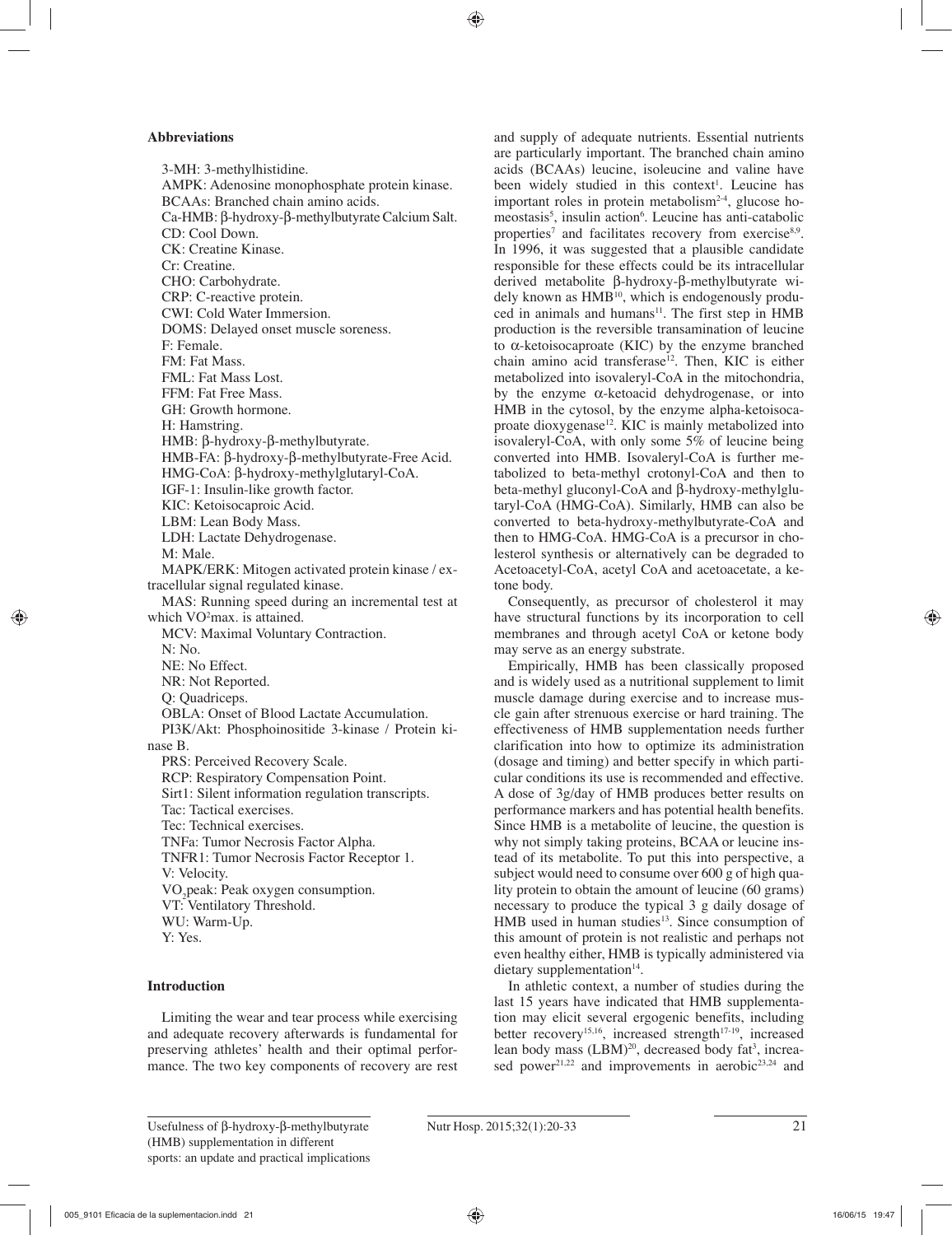### Abbreviations

3-MH: 3-methylhistidine.
AMPK: Adenosine monophosphate protein kinase.
BCAAs: Branched chain amino acids.
Ca-HMB: β-hydroxy-β-methylbutyrate Calcium Salt.
CD: Cool Down.
CK: Creatine Kinase.
Cr: Creatine.
CHO: Carbohydrate.
CRP: C-reactive protein.
CWI: Cold Water Immersion.
DOMS: Delayed onset muscle soreness.
F: Female.
FM: Fat Mass.
FML: Fat Mass Lost.
FFM: Fat Free Mass.
GH: Growth hormone.
H: Hamstring.
HMB: β-hydroxy-β-methylbutyrate.
HMB-FA: β-hydroxy-β-methylbutyrate-Free Acid.
HMG-CoA: β-hydroxy-methylglutaryl-CoA.
IGF-1: Insulin-like growth factor.
KIC: Ketoisocaproic Acid.
LBM: Lean Body Mass.
LDH: Lactate Dehydrogenase.
M: Male.
MAPK/ERK: Mitogen activated protein kinase / extracellular signal regulated kinase.
MAS: Running speed during an incremental test at which $VO_2$max. is attained.
MCV: Maximal Voluntary Contraction.
N: No.
NE: No Effect.
NR: Not Reported.
Q: Quadriceps.
OBLA: Onset of Blood Lactate Accumulation.
PI3K/Akt: Phosphoinositide 3-kinase / Protein kinase B.
PRS: Perceived Recovery Scale.
RCP: Respiratory Compensation Point.
Sirt1: Silent information regulation transcripts.
Tac: Tactical exercises.
Tec: Technical exercises.
TNFa: Tumor Necrosis Factor Alpha.
TNFR1: Tumor Necrosis Factor Receptor 1.
V: Velocity.
$VO_2$peak: Peak oxygen consumption.
VT: Ventilatory Threshold.
WU: Warm-Up.
Y: Yes.

### Introduction

Limiting the wear and tear process while exercising and adequate recovery afterwards is fundamental for preserving athletes' health and their optimal performance. The two key components of recovery are rest and supply of adequate nutrients. Essential nutrients are particularly important. The branched chain amino acids (BCAAs) leucine, isoleucine and valine have been widely studied in this context[1]. Leucine has important roles in protein metabolism[2-4], glucose homeostasis[5], insulin action[6]. Leucine has anti-catabolic properties[7] and facilitates recovery from exercise[8,9]. In 1996, it was suggested that a plausible candidate responsible for these effects could be its intracellular derived metabolite β-hydroxy-β-methylbutyrate widely known as HMB[10], which is endogenously produced in animals and humans[11]. The first step in HMB production is the reversible transamination of leucine to α-ketoisocaproate (KIC) by the enzyme branched chain amino acid transferase[12]. Then, KIC is either metabolized into isovaleryl-CoA in the mitochondria, by the enzyme α-ketoacid dehydrogenase, or into HMB in the cytosol, by the enzyme alpha-ketoisocaproate dioxygenase[12]. KIC is mainly metabolized into isovaleryl-CoA, with only some 5% of leucine being converted into HMB. Isovaleryl-CoA is further metabolized to beta-methyl crotonyl-CoA and then to beta-methyl gluconyl-CoA and β-hydroxy-methylglutaryl-CoA (HMG-CoA). Similarly, HMB can also be converted to beta-hydroxy-methylbutyrate-CoA and then to HMG-CoA. HMG-CoA is a precursor in cholesterol synthesis or alternatively can be degraded to Acetoacetyl-CoA, acetyl CoA and acetoacetate, a ketone body.

Consequently, as precursor of cholesterol it may have structural functions by its incorporation to cell membranes and through acetyl CoA or ketone body may serve as an energy substrate.

Empirically, HMB has been classically proposed and is widely used as a nutritional supplement to limit muscle damage during exercise and to increase muscle gain after strenuous exercise or hard training. The effectiveness of HMB supplementation needs further clarification into how to optimize its administration (dosage and timing) and better specify in which particular conditions its use is recommended and effective. A dose of 3g/day of HMB produces better results on performance markers and has potential health benefits. Since HMB is a metabolite of leucine, the question is why not simply taking proteins, BCAA or leucine instead of its metabolite. To put this into perspective, a subject would need to consume over 600 g of high quality protein to obtain the amount of leucine (60 grams) necessary to produce the typical 3 g daily dosage of HMB used in human studies[13]. Since consumption of this amount of protein is not realistic and perhaps not even healthy either, HMB is typically administered via dietary supplementation[14].

In athletic context, a number of studies during the last 15 years have indicated that HMB supplementation may elicit several ergogenic benefits, including better recovery[15,16], increased strength[17-19], increased lean body mass (LBM)[20], decreased body fat[3], increased power[21,22] and improvements in aerobic[23,24] and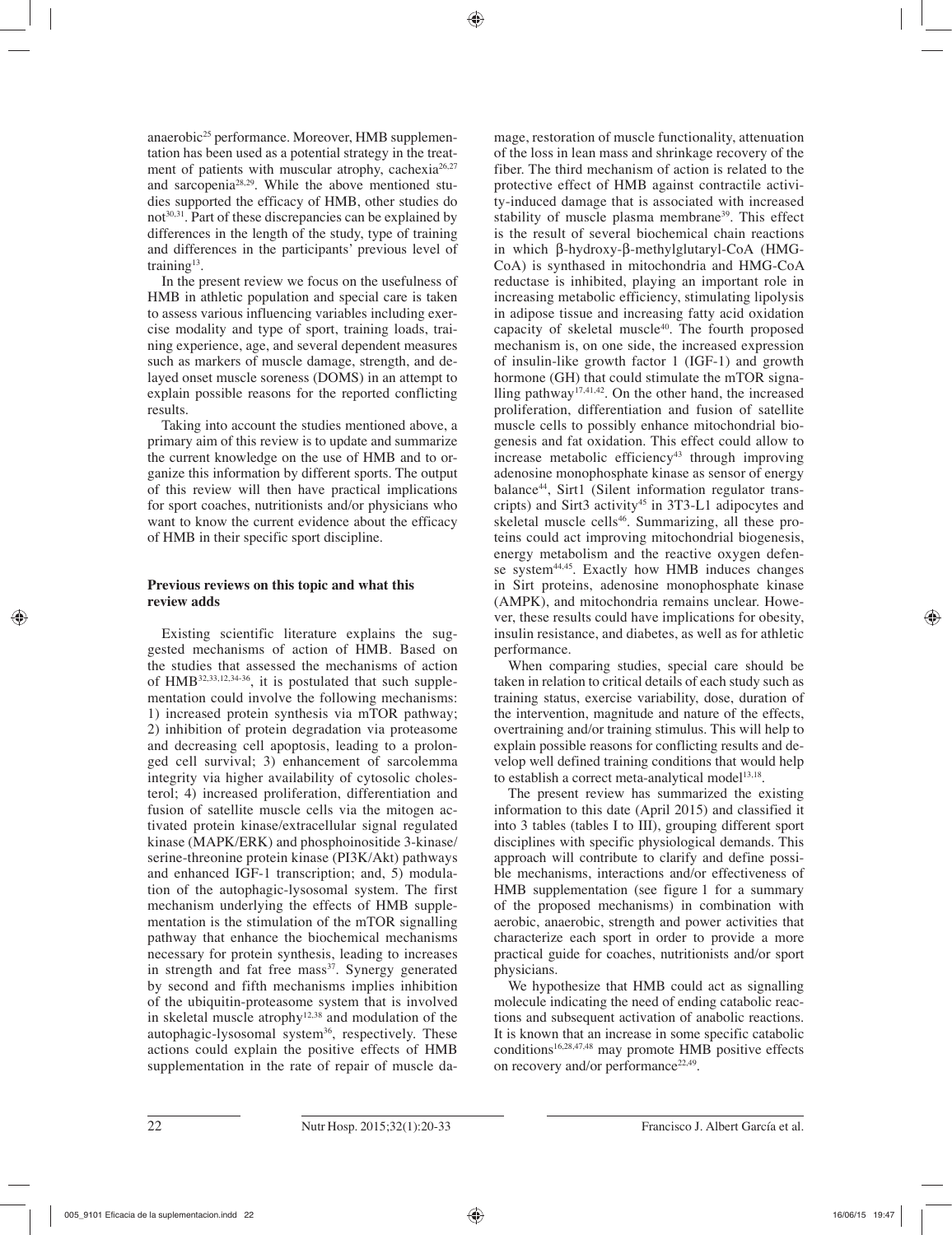anaerobic[25] performance. Moreover, HMB supplementation has been used as a potential strategy in the treatment of patients with muscular atrophy, cachexia[26,27] and sarcopenia[28,29]. While the above mentioned studies supported the efficacy of HMB, other studies do not[30,31]. Part of these discrepancies can be explained by differences in the length of the study, type of training and differences in the participants' previous level of training[13].

In the present review we focus on the usefulness of HMB in athletic population and special care is taken to assess various influencing variables including exercise modality and type of sport, training loads, training experience, age, and several dependent measures such as markers of muscle damage, strength, and delayed onset muscle soreness (DOMS) in an attempt to explain possible reasons for the reported conflicting results.

Taking into account the studies mentioned above, a primary aim of this review is to update and summarize the current knowledge on the use of HMB and to organize this information by different sports. The output of this review will then have practical implications for sport coaches, nutritionists and/or physicians who want to know the current evidence about the efficacy of HMB in their specific sport discipline.

### Previous reviews on this topic and what this review adds

Existing scientific literature explains the suggested mechanisms of action of HMB. Based on the studies that assessed the mechanisms of action of HMB[32,33,12,34-36], it is postulated that such supplementation could involve the following mechanisms: 1) increased protein synthesis via mTOR pathway; 2) inhibition of protein degradation via proteasome and decreasing cell apoptosis, leading to a prolonged cell survival; 3) enhancement of sarcolemma integrity via higher availability of cytosolic cholesterol; 4) increased proliferation, differentiation and fusion of satellite muscle cells via the mitogen activated protein kinase/extracellular signal regulated kinase (MAPK/ERK) and phosphoinositide 3-kinase/serine-threonine protein kinase (PI3K/Akt) pathways and enhanced IGF-1 transcription; and, 5) modulation of the autophagic-lysosomal system. The first mechanism underlying the effects of HMB supplementation is the stimulation of the mTOR signalling pathway that enhance the biochemical mechanisms necessary for protein synthesis, leading to increases in strength and fat free mass[37]. Synergy generated by second and fifth mechanisms implies inhibition of the ubiquitin-proteasome system that is involved in skeletal muscle atrophy[12,38] and modulation of the autophagic-lysosomal system[36], respectively. These actions could explain the positive effects of HMB supplementation in the rate of repair of muscle damage, restoration of muscle functionality, attenuation of the loss in lean mass and shrinkage recovery of the fiber. The third mechanism of action is related to the protective effect of HMB against contractile activity-induced damage that is associated with increased stability of muscle plasma membrane[39]. This effect is the result of several biochemical chain reactions in which β-hydroxy-β-methylglutaryl-CoA (HMG-CoA) is synthased in mitochondria and HMG-CoA reductase is inhibited, playing an important role in increasing metabolic efficiency, stimulating lipolysis in adipose tissue and increasing fatty acid oxidation capacity of skeletal muscle[40]. The fourth proposed mechanism is, on one side, the increased expression of insulin-like growth factor 1 (IGF-1) and growth hormone (GH) that could stimulate the mTOR signalling pathway[17,41,42]. On the other hand, the increased proliferation, differentiation and fusion of satellite muscle cells to possibly enhance mitochondrial biogenesis and fat oxidation. This effect could allow to increase metabolic efficiency[43] through improving adenosine monophosphate kinase as sensor of energy balance[44], Sirt1 (Silent information regulator transcripts) and Sirt3 activity[45] in 3T3-L1 adipocytes and skeletal muscle cells[46]. Summarizing, all these proteins could act improving mitochondrial biogenesis, energy metabolism and the reactive oxygen defense system[44,45]. Exactly how HMB induces changes in Sirt proteins, adenosine monophosphate kinase (AMPK), and mitochondria remains unclear. However, these results could have implications for obesity, insulin resistance, and diabetes, as well as for athletic performance.

When comparing studies, special care should be taken in relation to critical details of each study such as training status, exercise variability, dose, duration of the intervention, magnitude and nature of the effects, overtraining and/or training stimulus. This will help to explain possible reasons for conflicting results and develop well defined training conditions that would help to establish a correct meta-analytical model[13,18].

The present review has summarized the existing information to this date (April 2015) and classified it into 3 tables (tables I to III), grouping different sport disciplines with specific physiological demands. This approach will contribute to clarify and define possible mechanisms, interactions and/or effectiveness of HMB supplementation (see figure 1 for a summary of the proposed mechanisms) in combination with aerobic, anaerobic, strength and power activities that characterize each sport in order to provide a more practical guide for coaches, nutritionists and/or sport physicians.

We hypothesize that HMB could act as signalling molecule indicating the need of ending catabolic reactions and subsequent activation of anabolic reactions. It is known that an increase in some specific catabolic conditions[16,28,47,48] may promote HMB positive effects on recovery and/or performance[22,49].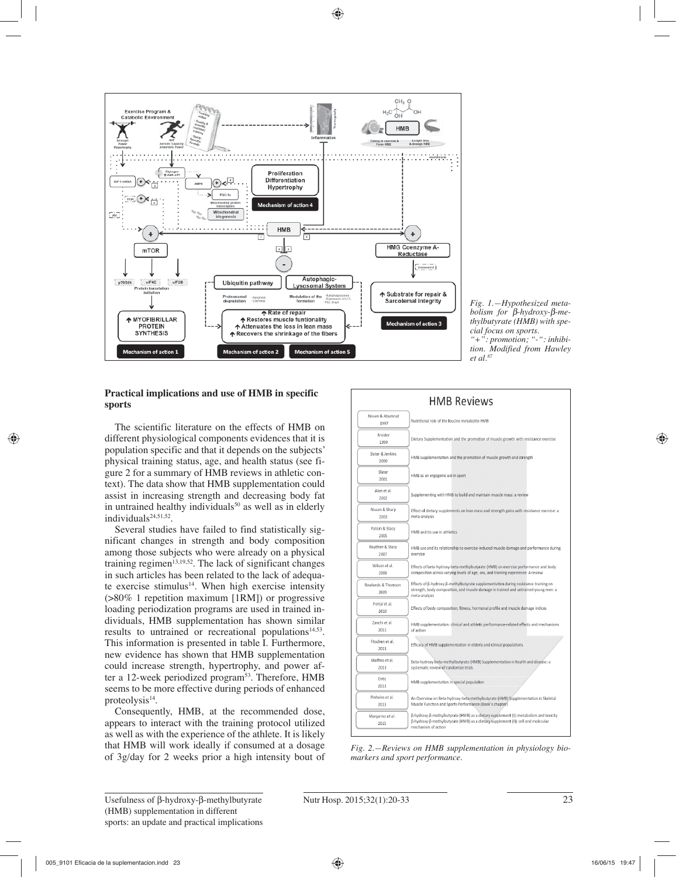Fig. 1.—Hypothesized metabolism for β-hydroxy-β-methylbutyrate (HMB) with special focus on sports.
"+": promotion; "-": inhibition. Modified from Hawley et al.[87]

## Practical implications and use of HMB in specific sports

The scientific literature on the effects of HMB on different physiological components evidences that it is population specific and that it depends on the subjects' physical training status, age, and health status (see figure 2 for a summary of HMB reviews in athletic context). The data show that HMB supplementation could assist in increasing strength and decreasing body fat in untrained healthy individuals[50] as well as in elderly individuals[24,51,52].

Several studies have failed to find statistically significant changes in strength and body composition among those subjects who were already on a physical training regimen[13,19,52]. The lack of significant changes in such articles has been related to the lack of adequate exercise stimulus[14]. When high exercise intensity (>80% 1 repetition maximum [1RM]) or progressive loading periodization programs are used in trained individuals, HMB supplementation has shown similar results to untrained or recreational populations[14,53]. This information is presented in table I. Furthermore, new evidence has shown that HMB supplementation could increase strength, hypertrophy, and power after a 12-week periodized program[53]. Therefore, HMB seems to be more effective during periods of enhanced proteolysis[14].

Consequently, HMB, at the recommended dose, appears to interact with the training protocol utilized as well as with the experience of the athlete. It is likely that HMB will work ideally if consumed at a dosage of 3g/day for 2 weeks prior a high intensity bout of

HMB Reviews

Nissen & Abumrad 1997 — Nutritional role of the leucine metabolite HMB

Kreider 1999 — Dietary Supplementation and the promotion of muscle growth with resistance exercise

Slater & Jenkins 2000 — HMB supplementation and the promotion of muscle growth and strength

Slater 2001 — HMB as an ergogenic aid in sport

Alon et al. 2002 — Supplementing with HMB to build and maintain muscle mass: a review

Nissen & Sharp 2003 — Effect of dietary supplements on lean mass and strength gains with resistance exercise: a meta-analysis

Palisin & Stacy 2005 — HMB and its use in athletics

Routhier & Stacy 2007 — HMB use and its relationship to exercise-induced muscle damage and performance during exercise

Wilson et al. 2008 — Effects of beta-hydroxy-beta-methylbutyrate (HMB) on exercise performance and body composition across varying levels of age, sex, and training experience: A review

Rowlands & Thomson 2009 — Effects of β-hydroxy-β-methylbutyrate supplementation during resistance training on strength, body composition, and muscle damage in trained and untrained young men: a meta-analysis

Portal et al. 2010 — Effects of body composition, fitness, hormonal profile and muscle damage indices

Zanchi et al. 2011 — HMB supplementation: clinical and athletic performance-related effects and mechanisms of action

Fitschen et al. 2013 — Efficacy of HMB supplementation in elderly and clinical populations

Molfino et al. 2013 — Beta-hydroxy-beta-methylbutyrate (HMB) Supplementation in health and disease: a systematic review of randomize trials

Ortiz 2013 — HMB supplementation in special population

Pinheiro et al. 2013 — An Overview on Beta-hydroxy-beta-methylbutyrate (HMB) Supplementation in Skeletal Muscle Function and Sports Performance (Book's chapter)

Manjarrez et al. 2015 — β-hydroxy-β-methylbutyrate (HMB) as a dietary supplement (I): metabolism and toxicity; β-hydroxy-β-methylbutyrate (HMB) as a dietary supplement (II): cell and molecular mechanism of action

Fig. 2.—Reviews on HMB supplementation in physiology biomarkers and sport performance.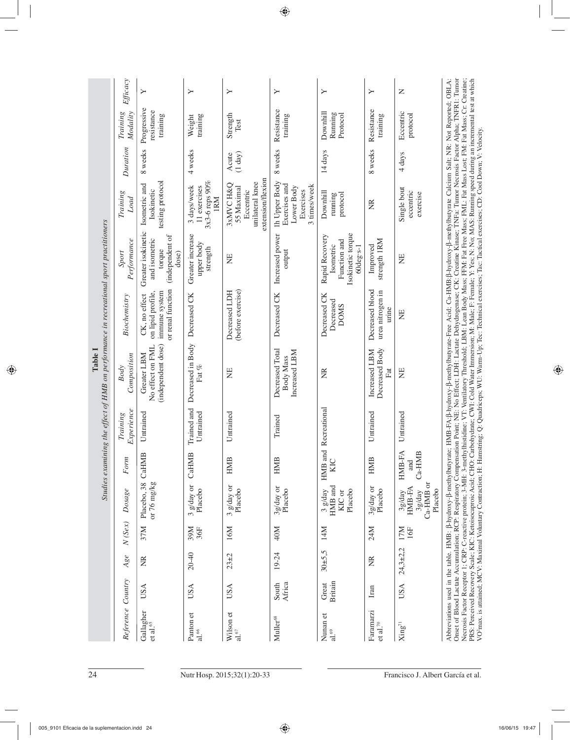**Table I**
*Studies examining the effect of HMB on performance in recreational sport practitioners*

| Reference | Country | Age | N (Sex) | Dosage | Form | Training Experience | Body Composition | Biochemistry | Sport Performance | Training Load | Duration | Training Modality | Efficacy |
|---|---|---|---|---|---|---|---|---|---|---|---|---|---|
| Gallagher et al.[65] | USA | NR | 37M | Placebo, 38 or 76 mg/kg | CaHMB | Untrained | Greater LBM No effect on FML (independent dose) | CK, no effect on lipid profile, immune system or renal function | Greater isokinetic and isometric torque (independent of dose) | Isometric and Isokinetic testing protocol | 8 weeks | Progressive resistance training | Y |
| Panton et al.[66] | USA | 20-40 | 39M 36F | 3 g/day or Placebo | CaHMB | Trained and Untrained | Decreased in Body Fat % | Decreased CK | Greater increase upper body strength | 3 days/week 11 exercises 3x3-6 reps 90% 1RM | 4 weeks | Weight training | Y |
| Wilson et al.[67] | USA | 23±2 | 16M | 3 g/day or Placebo | HMB | Untrained | NE | Decreased LDH (before exercise) | NE | 3xMVC H&Q 55 Maximal Eccentric unilateral knee extension/flexion | Acute (1 day) | Strength Test | Y |
| Muller[68] | South Africa | 19-24 | 40M | 3g/day or Placebo | HMB | Trained | Decreased Total Body Mass Increased LBM | Decreased CK | Increased power output | 1h Upper Body Exercises and Lower Body Exercises 3 times/week | 8 weeks | Resistance training | Y |
| Nunan et al.[69] | Great Britain | 30±5,5 | 14M | 3 g/day HMB and KIC or Placebo | HMB and KIC | Recreational | NR | Decreased CK Decreased DOMS | Rapid Recovery Isometric Function and Isokinetic torque 60deg·s-1 | Downhill running protocol | 14 days | Downhill Running Protocol | Y |
| Faramarzi et al.[70] | Iran | NR | 24M | 3g/day or Placebo | HMB | Untrained | Increased LBM Decreased Body Fat | Decreased blood urea nitrogen in urine | Improved strength 1RM | NR | 8 weeks | Resistance training | Y |
| Xing[71] | USA | 24,3±2,2 | 17M 16F | 3g/day HMB-FA 3g/day Ca-HMB or Placebo | HMB-FA and Ca-HMB | Untrained | NE | NE | NE | Single bout eccentric exercise | 4 days | Eccentric protocol | N |

Abbreviations used in the table. HMB: β-hydroxy-β-methylbutyrate; HMB-FA:β-hydroxy-β-methylbutyrate-Free Acid; Ca-HMB:β-hydroxy-β-methylbutyrate Calcium Salt; NR: Not Reported; OBLA: Onset of Blood Lactate Accumulation; RCP: Respiratory Compensation Point; NE: No Effect; LDH: Lactate Dehydrogenase; CK: Creatine Kinase; TNFα: Tumor Necrosis Factor Alpha; TNFR1: Tumor Necrosis Factor Receptor 1; CRP: C-reactive protein; 3-MH: 3-methylhistidine; VT: Ventilatory Threshold; LBM: Lean Body Mass; FFM: Fat Free Mass; FML: Fat Mass Lost; FM: Fat Mass; Cr: Creatine; PRS: Perceived Recovery Scale; KIC: Ketoisocaproic Acid; CHO: Carbohydrate; CWI: Cold Water Immersion; M: Male; F: Female; Y: Yes; N: No; MAS: Running speed during an incremental test at which $VO_2max$. is attained; MCV: Maximal Voluntary Contraction; H: Hamstring; Q: Quadriceps; WU: Warm-Up; Tec: Technical exercises; Tac: Tactical exercises; CD: Cool Down; V: Velocity.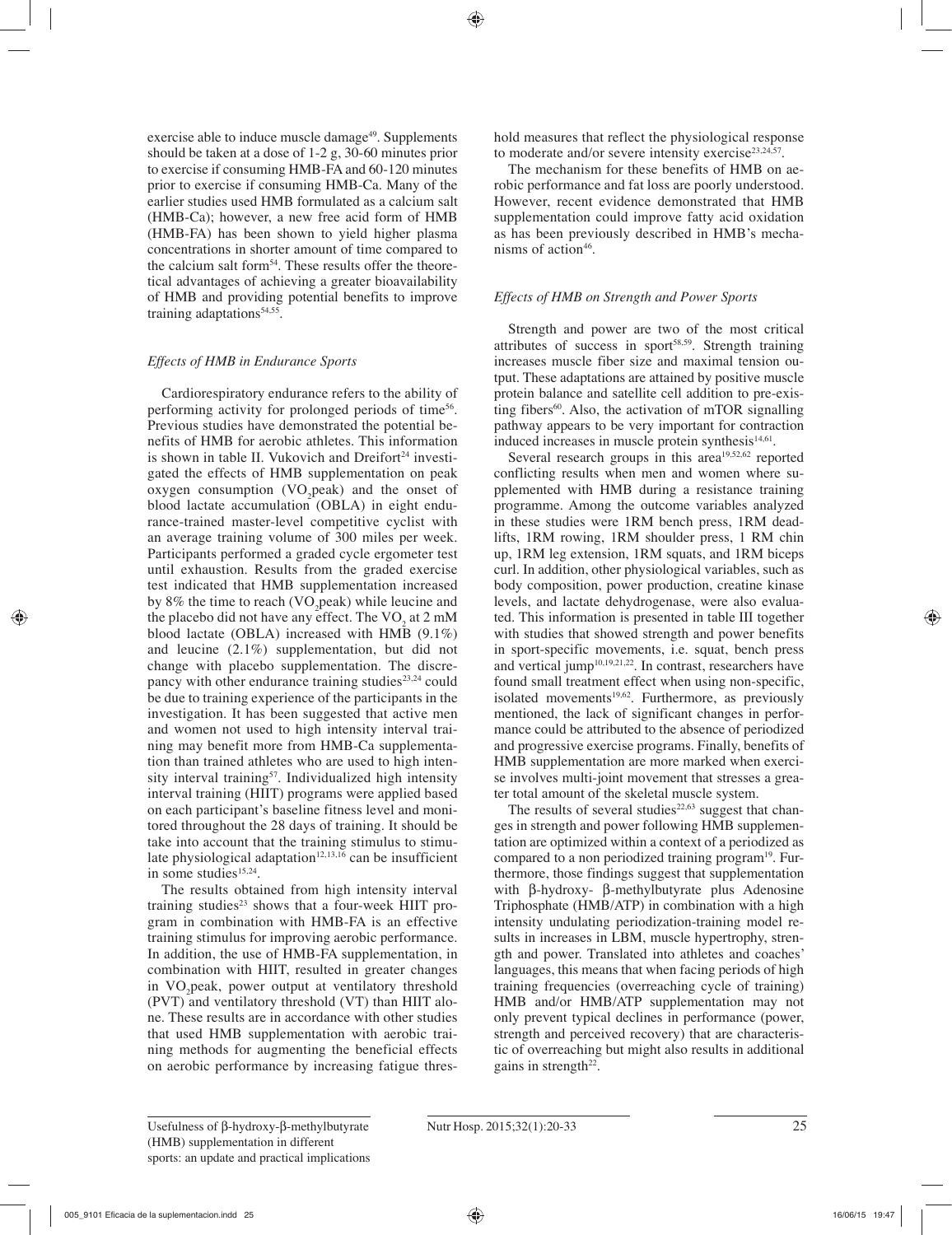exercise able to induce muscle damage[49]. Supplements should be taken at a dose of 1-2 g, 30-60 minutes prior to exercise if consuming HMB-FA and 60-120 minutes prior to exercise if consuming HMB-Ca. Many of the earlier studies used HMB formulated as a calcium salt (HMB-Ca); however, a new free acid form of HMB (HMB-FA) has been shown to yield higher plasma concentrations in shorter amount of time compared to the calcium salt form[54]. These results offer the theoretical advantages of achieving a greater bioavailability of HMB and providing potential benefits to improve training adaptations[54,55].

### *Effects of HMB in Endurance Sports*

Cardiorespiratory endurance refers to the ability of performing activity for prolonged periods of time[56]. Previous studies have demonstrated the potential benefits of HMB for aerobic athletes. This information is shown in table II. Vukovich and Dreifort[24] investigated the effects of HMB supplementation on peak oxygen consumption ($VO_2$peak) and the onset of blood lactate accumulation (OBLA) in eight endurance-trained master-level competitive cyclist with an average training volume of 300 miles per week. Participants performed a graded cycle ergometer test until exhaustion. Results from the graded exercise test indicated that HMB supplementation increased by 8% the time to reach ($VO_2$peak) while leucine and the placebo did not have any effect. The $VO_2$ at 2 mM blood lactate (OBLA) increased with HMB (9.1%) and leucine (2.1%) supplementation, but did not change with placebo supplementation. The discrepancy with other endurance training studies[23,24] could be due to training experience of the participants in the investigation. It has been suggested that active men and women not used to high intensity interval training may benefit more from HMB-Ca supplementation than trained athletes who are used to high intensity interval training[57]. Individualized high intensity interval training (HIIT) programs were applied based on each participant's baseline fitness level and monitored throughout the 28 days of training. It should be take into account that the training stimulus to stimulate physiological adaptation[12,13,16] can be insufficient in some studies[15,24].

The results obtained from high intensity interval training studies[23] shows that a four-week HIIT program in combination with HMB-FA is an effective training stimulus for improving aerobic performance. In addition, the use of HMB-FA supplementation, in combination with HIIT, resulted in greater changes in $VO_2$peak, power output at ventilatory threshold (PVT) and ventilatory threshold (VT) than HIIT alone. These results are in accordance with other studies that used HMB supplementation with aerobic training methods for augmenting the beneficial effects on aerobic performance by increasing fatigue threshold measures that reflect the physiological response to moderate and/or severe intensity exercise[23,24,57].

The mechanism for these benefits of HMB on aerobic performance and fat loss are poorly understood. However, recent evidence demonstrated that HMB supplementation could improve fatty acid oxidation as has been previously described in HMB's mechanisms of action[46].

### *Effects of HMB on Strength and Power Sports*

Strength and power are two of the most critical attributes of success in sport[58,59]. Strength training increases muscle fiber size and maximal tension output. These adaptations are attained by positive muscle protein balance and satellite cell addition to pre-existing fibers[60]. Also, the activation of mTOR signalling pathway appears to be very important for contraction induced increases in muscle protein synthesis[14,61].

Several research groups in this area[19,52,62] reported conflicting results when men and women where supplemented with HMB during a resistance training programme. Among the outcome variables analyzed in these studies were 1RM bench press, 1RM deadlifts, 1RM rowing, 1RM shoulder press, 1 RM chin up, 1RM leg extension, 1RM squats, and 1RM biceps curl. In addition, other physiological variables, such as body composition, power production, creatine kinase levels, and lactate dehydrogenase, were also evaluated. This information is presented in table III together with studies that showed strength and power benefits in sport-specific movements, i.e. squat, bench press and vertical jump[10,19,21,22]. In contrast, researchers have found small treatment effect when using non-specific, isolated movements[19,62]. Furthermore, as previously mentioned, the lack of significant changes in performance could be attributed to the absence of periodized and progressive exercise programs. Finally, benefits of HMB supplementation are more marked when exercise involves multi-joint movement that stresses a greater total amount of the skeletal muscle system.

The results of several studies[22,63] suggest that changes in strength and power following HMB supplementation are optimized within a context of a periodized as compared to a non periodized training program[19]. Furthermore, those findings suggest that supplementation with β-hydroxy- β-methylbutyrate plus Adenosine Triphosphate (HMB/ATP) in combination with a high intensity undulating periodization-training model results in increases in LBM, muscle hypertrophy, strength and power. Translated into athletes and coaches' languages, this means that when facing periods of high training frequencies (overreaching cycle of training) HMB and/or HMB/ATP supplementation may not only prevent typical declines in performance (power, strength and perceived recovery) that are characteristic of overreaching but might also results in additional gains in strength[22].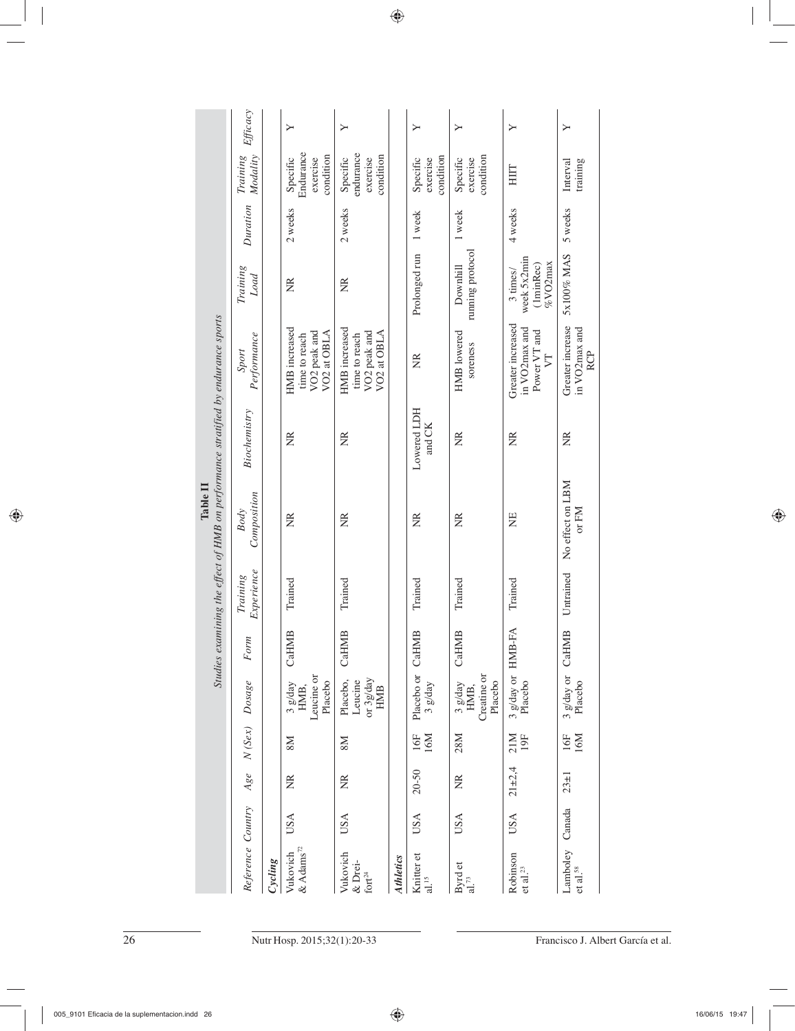**Table II**
*Studies examining the effect of HMB on performance stratified by endurance sports*

| Reference | Country | Age | N (Sex) | Dosage | Form | Training Experience | Body Composition | Biochemistry | Sport Performance | Training Load | Duration | Training Modality | Efficacy |
|---|---|---|---|---|---|---|---|---|---|---|---|---|---|
| ***Cycling*** | | | | | | | | | | | | | |
| Vukovich & Adams[72] | USA | NR | 8M | 3 g/day HMB, Leucine or Placebo | CaHMB | Trained | NR | NR | HMB increased time to reach VO2 peak and VO2 at OBLA | NR | 2 weeks | Specific Endurance exercise condition | Y |
| Vukovich & Dreifort[24] | USA | NR | 8M | Placebo, Leucine or 3g/day HMB | CaHMB | Trained | NR | NR | HMB increased time to reach VO2 peak and VO2 at OBLA | NR | 2 weeks | Specific endurance exercise condition | Y |
| ***Athletics*** | | | | | | | | | | | | | |
| Knitter et al.[15] | USA | 20-50 | 16F 16M | Placebo or 3 g/day | CaHMB | Trained | NR | Lowered LDH and CK | NR | Prolonged run | 1 week | Specific exercise condition | Y |
| Byrd et al.[73] | USA | NR | 28M | 3 g/day HMB, Creatine or Placebo | CaHMB | Trained | NR | NR | HMB lowered soreness | Downhill running protocol | 1 week | Specific exercise condition | Y |
| Robinson et al.[23] | USA | 21±2,4 | 21M 19F | 3 g/day or Placebo | HMB-FA | Trained | NE | NR | Greater increased in VO2max and Power VT and VT | 3 times/ week 5x2min (1minRec) %VO2max | 4 weeks | HIIT | Y |
| Lamboley et al.[58] | Canada | 23±1 | 16F 16M | 3 g/day or Placebo | CaHMB | Untrained | No effect on LBM or FM | NR | Greater increase in VO2max and RCP | 5x100% MAS | 5 weeks | Interval training | Y |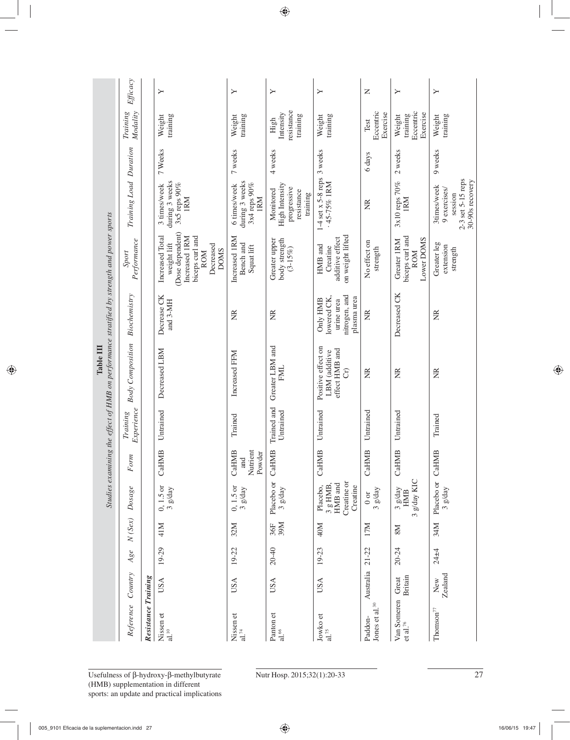**Table III**
*Studies examining the effect of HMB on performance stratified by strength and power sports*

| Reference | Country | Age | N (Sex) | Dosage | Form | Training Experience | Body Composition | Biochemistry | Sport Performance | Training Load | Duration | Training Modality | Efficacy |
|---|---|---|---|---|---|---|---|---|---|---|---|---|---|
| ***Resistance Training*** | | | | | | | | | | | | | |
| Nissen et al.[10] | USA | 19-29 | 41M | 0, 1.5 or 3 g/day | CaHMB | Untrained | Decreased LBM | Decrease CK and 3-MH | Increased Total weight lift (Dose dependent) Increased 1RM biceps curl and ROM Decreased DOMS | 3 times/week during 3 weeks 3x5 reps 90% 1RM | 7 Weeks | Weight training | Y |
| Nissen et al.[74] | USA | 19-22 | 32M | 0, 1.5 or 3 g/day | CaHMB and Nutrient Powder | Trained | Increased FFM | NR | Increased 1RM Bench and Squat lift | 6 times/week during 3 weeks 3x4 reps 90% 1RM | 7 weeks | Weight training | Y |
| Panton et al.[66] | USA | 20-40 | 36F 39M | Placebo or 3 g/day | CaHMB | Trained and Untrained | Greater LBM and FML | NR | Greater upper body strength (3-15%) | Monitored High Intensity progressive resistance training | 4 weeks | High Intensity resistance training | Y |
| Jowko et al.[75] | USA | 19-23 | 40M | Placebo, 3 g HMB, HMB and Creatine or Creatine | CaHMB | Untrained | Positive effect on LBM (additive effect HMB and Cr) | Only HMB lowered CK, urine urea nitrogen, and plasma urea | HMB and Creatine additive effect on weight lifted | 1-4 set x 5-8 reps · 45-75% 1RM | 3 weeks | Weight training | Y |
| Paddon-Jones et al.[30] | Australia | 21-22 | 17M | 0 or 3 g/day | CaHMB | Untrained | NR | NR | No effect on strength | NR | 6 days | Test Eccentric Exercise | N |
| Van Someren et al.[76] | Great Britain | 20-24 | 8M | 3 g/day HMB 3 g/day KIC | CaHMB | Untrained | NR | Decreased CK | Greater 1RM biceps curl and ROM Lower DOMS | 3x10 reps 70% 1RM | 2 weeks | Weight training Eccentric Exercise | Y |
| Thomson[77] | New Zealand | 24±4 | 34M | Placebo or 3 g/day | CaHMB | Trained | NR | NR | Greater leg extension strength | 3times/week 9 exercises/ session 2-3 set 5-15 reps 30-90s recovery | 9 weeks | Weight training | Y |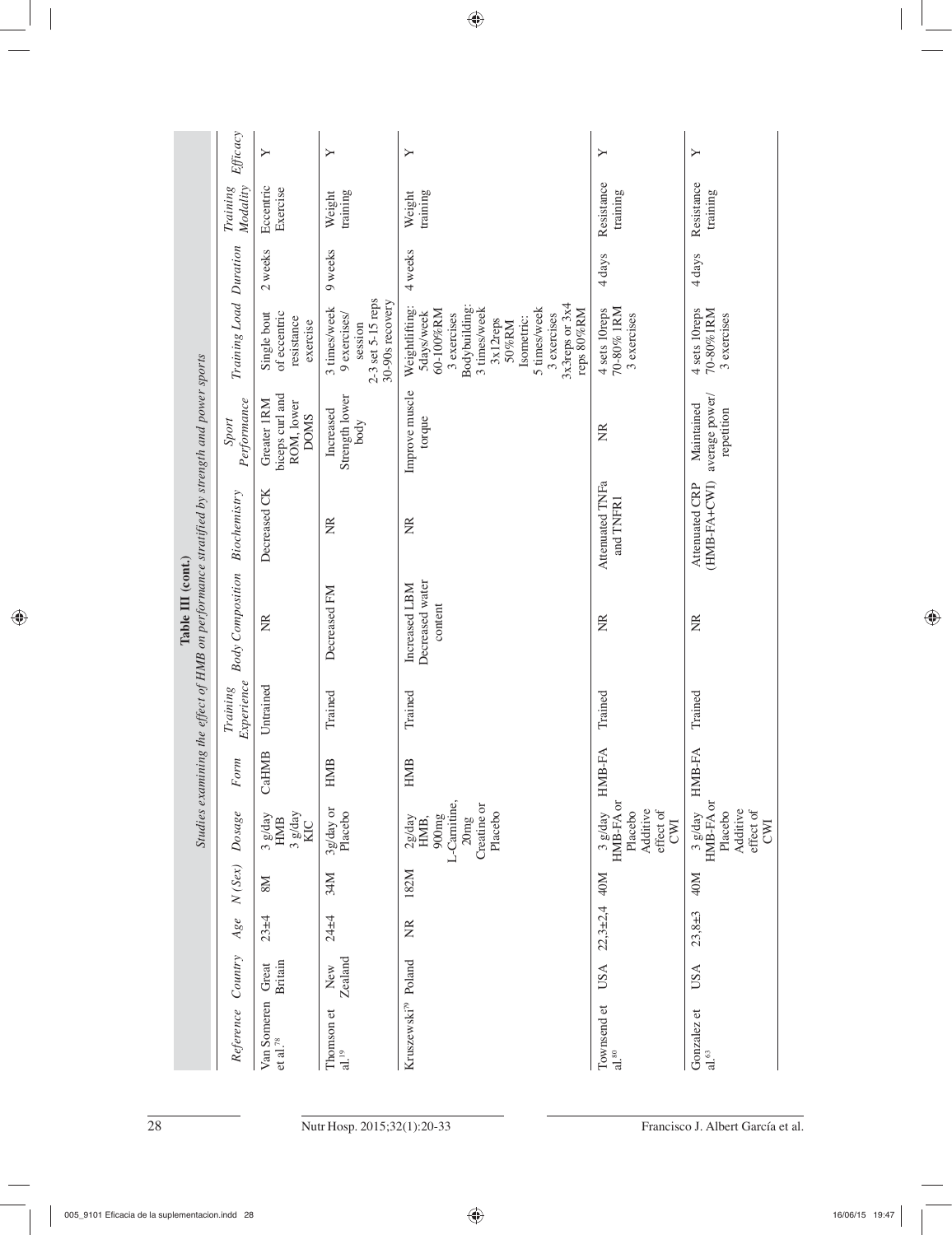**Table III (cont.)**
*Studies examining the effect of HMB on performance stratified by strength and power sports*

| *Reference* | *Country* | *Age* | *N (Sex)* | *Dosage* | *Form* | *Training Experience* | *Body Composition* | *Biochemistry* | *Sport Performance* | *Training Load* | *Duration* | *Training Modality* | *Efficacy* |
|---|---|---|---|---|---|---|---|---|---|---|---|---|---|
| Van Someren et al.[78] | Great Britain | 23±4 | 8M | 3 g/day HMB 3 g/day KIC | CaHMB | Untrained | NR | Decreased CK | Greater 1RM biceps curl and ROM, lower DOMS | Single bout of eccentric resistance exercise | 2 weeks | Eccentric Exercise | Y |
| Thomson et al.[19] | New Zealand | 24±4 | 34M | 3g/day or Placebo | HMB | Trained | Decreased FM | NR | Increased Strength lower body | 3 times/week 9 exercises/ session 2-3 set 5-15 reps 30-90s recovery | 9 weeks | Weight training | Y |
| Kruszewski[79] | Poland | NR | 182M | 2g/day HMB, 900mg L-Carnitine, 20mg Creatine or Placebo | HMB | Trained | Increased LBM Decreased water content | NR | Improve muscle torque | Weightlifting: 5days/week 60-100%RM 3 exercises Bodybuilding: 3 times/week 3x12reps 50%RM Isometric: 5 times/week 3 exercises 3x3reps or 3x4 reps 80%RM | 4 weeks | Weight training | Y |
| Townsend et al.[80] | USA | 22,3±2,4 | 40M | 3 g/day HMB-FA or Placebo Additive effect of CWI | HMB-FA | Trained | NR | Attenuated TNFa and TNFR1 | NR | 4 sets 10reps 70-80% 1RM 3 exercises | 4 days | Resistance training | Y |
| Gonzalez et al.[63] | USA | 23,8±3 | 40M | 3 g/day HMB-FA or Placebo Additive effect of CWI | HMB-FA | Trained | NR | Attenuated CRP (HMB-FA+CWI) | Maintained average power/ repetition | 4 sets 10reps 70-80%1RM 3 exercises | 4 days | Resistance training | Y |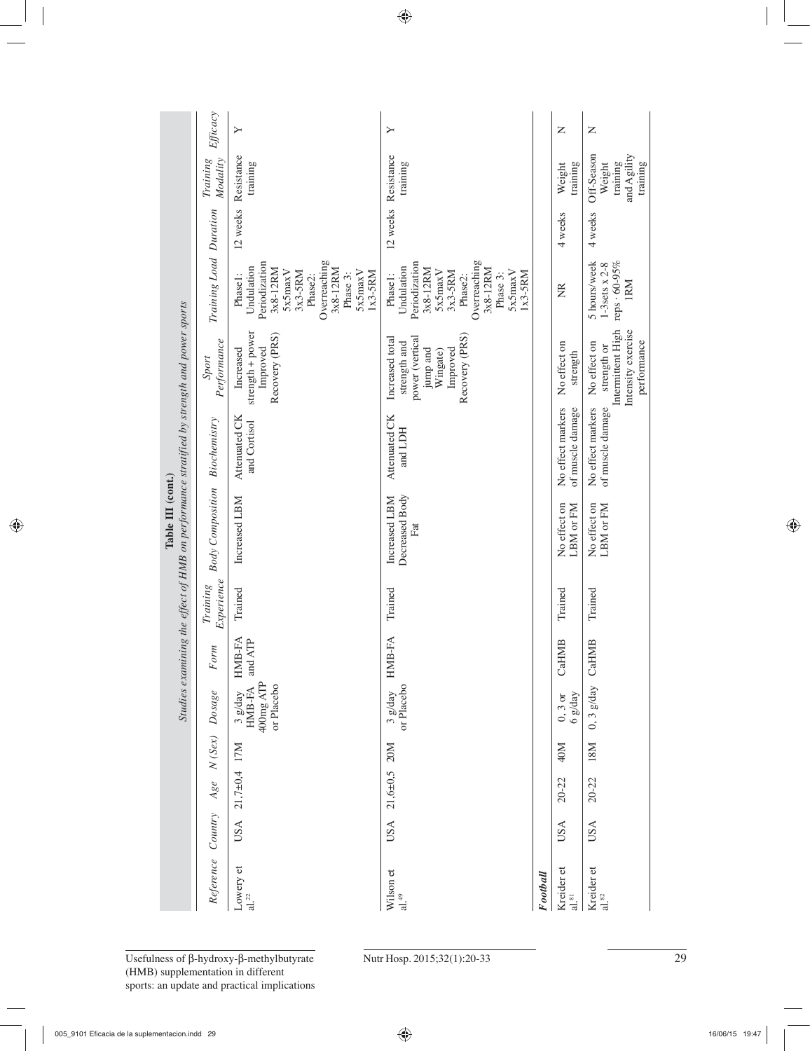**Table III (cont.)**
*Studies examining the effect of HMB on performance stratified by strength and power sports*

| Reference | Country | Age | N (Sex) | Dosage | Form | Training Experience | Body Composition | Biochemistry | Sport Performance | Training Load | Duration | Training Modality | Efficacy |
|---|---|---|---|---|---|---|---|---|---|---|---|---|---|
| Lowery et al.[22] | USA | 21,7±0,4 | 17M | 3 g/day HMB-FA 400mg ATP or Placebo | HMB-FA and ATP | Trained | Increased LBM | Attenuated CK and Cortisol | Increased strength + power Improved Recovery (PRS) | Phase1: Undulation Periodization 3x8-12RM 5x5maxV 3x3-5RM Phase2: Overreaching 3x8-12RM Phase 3: 5x5maxV 1x3-5RM | 12 weeks | Resistance training | Y |
| Wilson et al.[49] | USA | 21,6±0,5 | 20M | 3 g/day or Placebo | HMB-FA | Trained | Increased LBM Decreased Body Fat | Attenuated CK and LDH | Increased total strength and power (vertical jump and Wingate) Improved Recovery (PRS) | Phase1: Undulation Periodization 3x8-12RM 5x5maxV 3x3-5RM Phase2: Overreaching 3x8-12RM Phase 3: 5x5maxV 1x3-5RM | 12 weeks | Resistance training | Y |
| ***Football*** | | | | | | | | | | | | | |
| Kreider et al.[81] | USA | 20-22 | 40M | 0, 3 or 6 g/day | CaHMB | Trained | No effect on LBM or FM | No effect markers of muscle damage | No effect on strength | NR | 4 weeks | Weight training | N |
| Kreider et al.[82] | USA | 20-22 | 18M | 0, 3 g/day | CaHMB | Trained | No effect on LBM or FM | No effect markers of muscle damage | No effect on strength or Intermittent High Intensity exercise performance | 5 hours/week 1-3sets x 2-8 reps · 60-95% 1RM | 4 weeks | Off-Season Weight training and Agility training | N |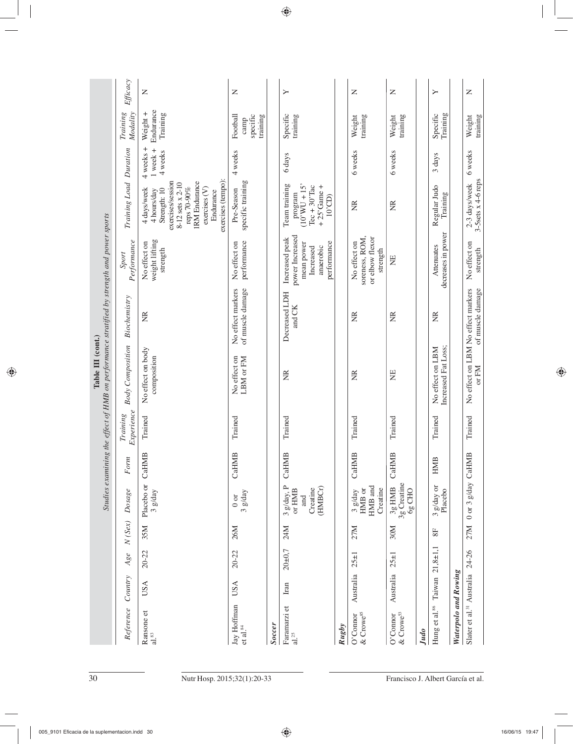**Table III (cont.)**
*Studies examining the effect of HMB on performance stratified by strength and power sports*

| Reference | Country | Age | N (Sex) | Dosage | Form | Training Experience | Body Composition | Biochemistry | Sport Performance | Training Load | Duration | Training Modality | Efficacy |
|---|---|---|---|---|---|---|---|---|---|---|---|---|---|
| Ransone et al.[83] | USA | 20-22 | 35M | Placebo or 3 g/day | CaHMB | Trained | No effect on body composition | NR | No effect on weight lifting strength | 4 days/week 4 hours/day Strength: 10 exercises/session 8-12 sets x 2-10 reps 70-90% 1RM Endurance exercises (V) Endurance exercises (tempo): | 4 weeks + 1 week + 4 weeks | Weight + Endurance Training | N |
| Jay Hoffman et al.[84] | USA | 20-22 | 26M | 0 or 3 g/day | CaHMB | Trained | No effect on LBM or FM | No effect markers of muscle damage | No effect on performance | Pre-Season specific training | 4 weeks | Football camp specific training | N |
| ***Soccer*** | | | | | | | | | | | | | |
| Faramarzi et al.[25] | Iran | 20±0,7 | 24M | 3 g/day, P or HMB and Creatine (HMBCr) | CaHMB | Trained | NR | Decreased LDH and CK | Increased peak power Increased mean power Increased anaerobic performance | Team training program (10'WU + 15' Tec + 30'Tac + 25'Game + 10'CD) | 6 days | Specific training | Y |
| ***Rugby*** | | | | | | | | | | | | | |
| O'Connor & Crowe[85] | Australia | 25±1 | 27M | 3 g/day HMB or HMB and Creatine | CaHMB | Trained | NR | NR | No effect on soreness, ROM, or elbow flexor strength | NR | 6 weeks | Weight training | N |
| O'Connor & Crowe[53] | Australia | 25±1 | 30M | 3g HMB 3g Creatine 6g CHO | CaHMB | Trained | NE | NR | NE | NR | 6 weeks | Weight training | N |
| ***Judo*** | | | | | | | | | | | | | |
| Hung et al.[86] | Taiwan | 21,8±1,1 | 8F | 3 g/day or Placebo | HMB | Trained | No effect on LBM Increased Fat Loss; | NR | Attenuates decreases in power | Regular Judo Training | 3 days | Specific Training | Y |
| ***Waterpolo and Rowing*** | | | | | | | | | | | | | |
| Slater et al.[31] | Australia | 24-26 | 27M | 0 or 3 g/day | CaHMB | Trained | No effect on LBM or FM | No effect markers of muscle damage | No effect on strength | 2-3 days/week 3-5sets x 4-6 reps | 6 weeks | Weight training | N |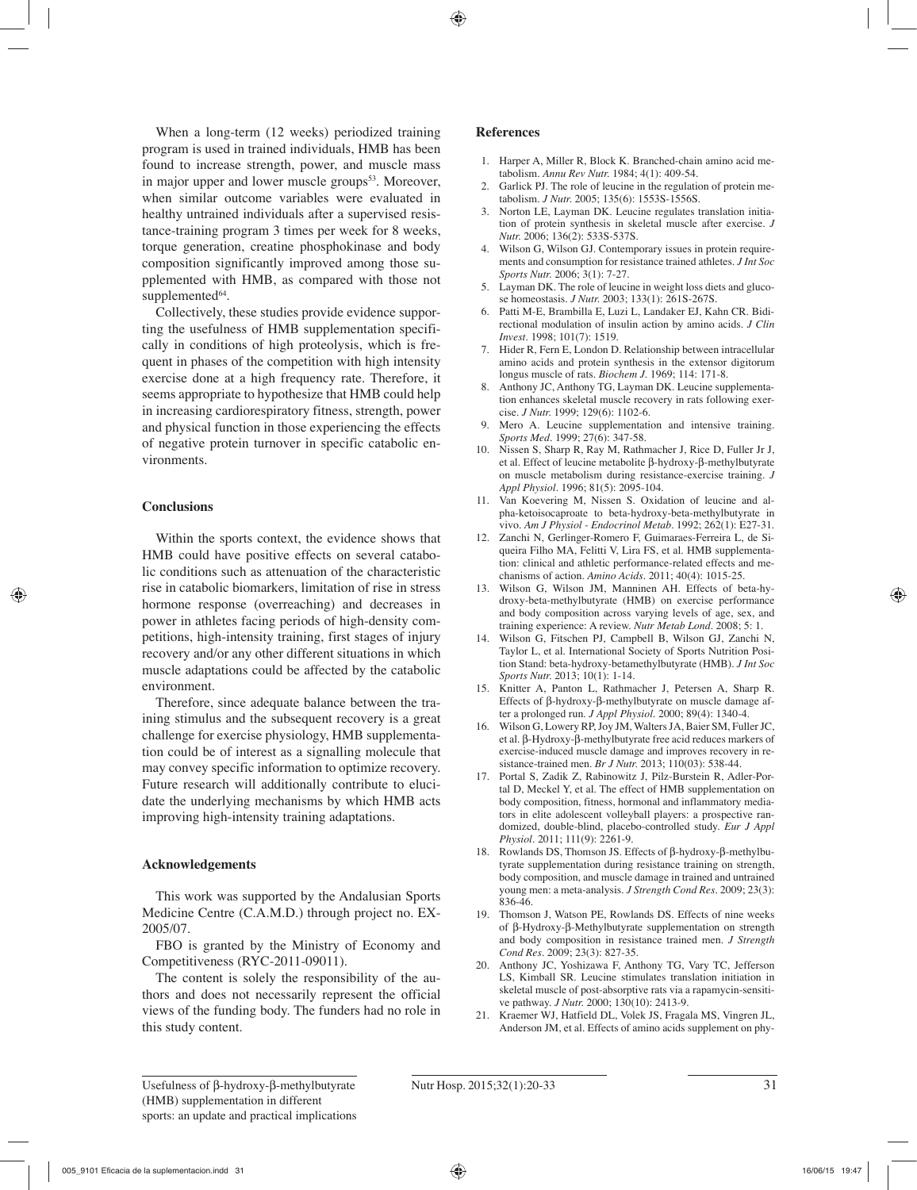When a long-term (12 weeks) periodized training program is used in trained individuals, HMB has been found to increase strength, power, and muscle mass in major upper and lower muscle groups[53]. Moreover, when similar outcome variables were evaluated in healthy untrained individuals after a supervised resistance-training program 3 times per week for 8 weeks, torque generation, creatine phosphokinase and body composition significantly improved among those supplemented with HMB, as compared with those not supplemented[64].

Collectively, these studies provide evidence supporting the usefulness of HMB supplementation specifically in conditions of high proteolysis, which is frequent in phases of the competition with high intensity exercise done at a high frequency rate. Therefore, it seems appropriate to hypothesize that HMB could help in increasing cardiorespiratory fitness, strength, power and physical function in those experiencing the effects of negative protein turnover in specific catabolic environments.

## Conclusions

Within the sports context, the evidence shows that HMB could have positive effects on several catabolic conditions such as attenuation of the characteristic rise in catabolic biomarkers, limitation of rise in stress hormone response (overreaching) and decreases in power in athletes facing periods of high-density competitions, high-intensity training, first stages of injury recovery and/or any other different situations in which muscle adaptations could be affected by the catabolic environment.

Therefore, since adequate balance between the training stimulus and the subsequent recovery is a great challenge for exercise physiology, HMB supplementation could be of interest as a signalling molecule that may convey specific information to optimize recovery. Future research will additionally contribute to elucidate the underlying mechanisms by which HMB acts improving high-intensity training adaptations.

## Acknowledgements

This work was supported by the Andalusian Sports Medicine Centre (C.A.M.D.) through project no. EX-2005/07.

FBO is granted by the Ministry of Economy and Competitiveness (RYC-2011-09011).

The content is solely the responsibility of the authors and does not necessarily represent the official views of the funding body. The funders had no role in this study content.

## References

1. Harper A, Miller R, Block K. Branched-chain amino acid metabolism. *Annu Rev Nutr.* 1984; 4(1): 409-54.
2. Garlick PJ. The role of leucine in the regulation of protein metabolism. *J Nutr.* 2005; 135(6): 1553S-1556S.
3. Norton LE, Layman DK. Leucine regulates translation initiation of protein synthesis in skeletal muscle after exercise. *J Nutr.* 2006; 136(2): 533S-537S.
4. Wilson G, Wilson GJ. Contemporary issues in protein requirements and consumption for resistance trained athletes. *J Int Soc Sports Nutr.* 2006; 3(1): 7-27.
5. Layman DK. The role of leucine in weight loss diets and glucose homeostasis. *J Nutr.* 2003; 133(1): 261S-267S.
6. Patti M-E, Brambilla E, Luzi L, Landaker EJ, Kahn CR. Bidirectional modulation of insulin action by amino acids. *J Clin Invest.* 1998; 101(7): 1519.
7. Hider R, Fern E, London D. Relationship between intracellular amino acids and protein synthesis in the extensor digitorum longus muscle of rats. *Biochem J.* 1969; 114: 171-8.
8. Anthony JC, Anthony TG, Layman DK. Leucine supplementation enhances skeletal muscle recovery in rats following exercise. *J Nutr.* 1999; 129(6): 1102-6.
9. Mero A. Leucine supplementation and intensive training. *Sports Med.* 1999; 27(6): 347-58.
10. Nissen S, Sharp R, Ray M, Rathmacher J, Rice D, Fuller Jr J, et al. Effect of leucine metabolite β-hydroxy-β-methylbutyrate on muscle metabolism during resistance-exercise training. *J Appl Physiol.* 1996; 81(5): 2095-104.
11. Van Koevering M, Nissen S. Oxidation of leucine and alpha-ketoisocaproate to beta-hydroxy-beta-methylbutyrate in vivo. *Am J Physiol - Endocrinol Metab.* 1992; 262(1): E27-31.
12. Zanchi N, Gerlinger-Romero F, Guimaraes-Ferreira L, de Siqueira Filho MA, Felitti V, Lira FS, et al. HMB supplementation: clinical and athletic performance-related effects and mechanisms of action. *Amino Acids.* 2011; 40(4): 1015-25.
13. Wilson G, Wilson JM, Manninen AH. Effects of beta-hydroxy-beta-methylbutyrate (HMB) on exercise performance and body composition across varying levels of age, sex, and training experience: A review. *Nutr Metab Lond.* 2008; 5: 1.
14. Wilson G, Fitschen PJ, Campbell B, Wilson GJ, Zanchi N, Taylor L, et al. International Society of Sports Nutrition Position Stand: beta-hydroxy-betamethylbutyrate (HMB). *J Int Soc Sports Nutr.* 2013; 10(1): 1-14.
15. Knitter A, Panton L, Rathmacher J, Petersen A, Sharp R. Effects of β-hydroxy-β-methylbutyrate on muscle damage after a prolonged run. *J Appl Physiol.* 2000; 89(4): 1340-4.
16. Wilson G, Lowery RP, Joy JM, Walters JA, Baier SM, Fuller JC, et al. β-Hydroxy-β-methylbutyrate free acid reduces markers of exercise-induced muscle damage and improves recovery in resistance-trained men. *Br J Nutr.* 2013; 110(03): 538-44.
17. Portal S, Zadik Z, Rabinowitz J, Pilz-Burstein R, Adler-Portal D, Meckel Y, et al. The effect of HMB supplementation on body composition, fitness, hormonal and inflammatory mediators in elite adolescent volleyball players: a prospective randomized, double-blind, placebo-controlled study. *Eur J Appl Physiol.* 2011; 111(9): 2261-9.
18. Rowlands DS, Thomson JS. Effects of β-hydroxy-β-methylbutyrate supplementation during resistance training on strength, body composition, and muscle damage in trained and untrained young men: a meta-analysis. *J Strength Cond Res.* 2009; 23(3): 836-46.
19. Thomson J, Watson PE, Rowlands DS. Effects of nine weeks of β-Hydroxy-β-Methylbutyrate supplementation on strength and body composition in resistance trained men. *J Strength Cond Res.* 2009; 23(3): 827-35.
20. Anthony JC, Yoshizawa F, Anthony TG, Vary TC, Jefferson LS, Kimball SR. Leucine stimulates translation initiation in skeletal muscle of post-absorptive rats via a rapamycin-sensitive pathway. *J Nutr.* 2000; 130(10): 2413-9.
21. Kraemer WJ, Hatfield DL, Volek JS, Fragala MS, Vingren JL, Anderson JM, et al. Effects of amino acids supplement on phy-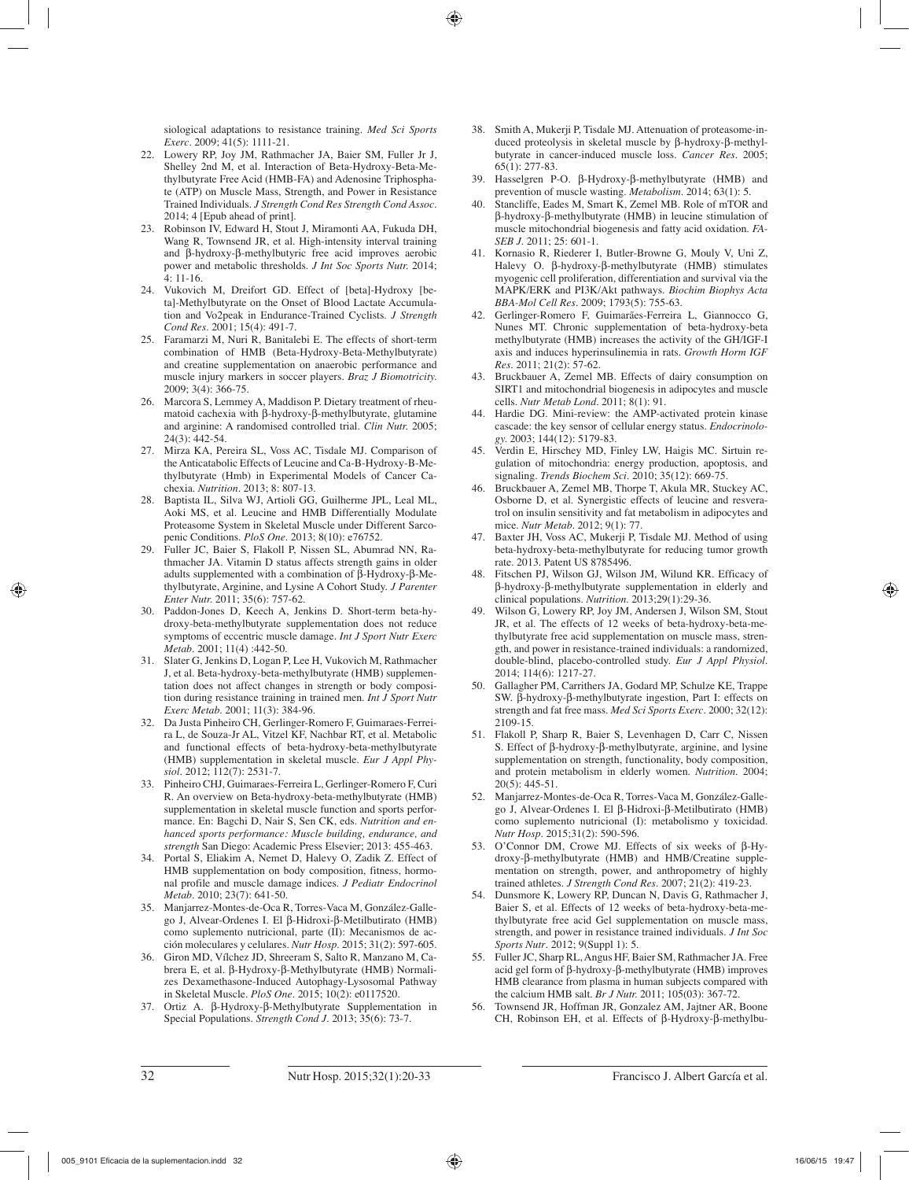siological adaptations to resistance training. *Med Sci Sports Exerc*. 2009; 41(5): 1111-21.

22. Lowery RP, Joy JM, Rathmacher JA, Baier SM, Fuller Jr J, Shelley 2nd M, et al. Interaction of Beta-Hydroxy-Beta-Methylbutyrate Free Acid (HMB-FA) and Adenosine Triphosphate (ATP) on Muscle Mass, Strength, and Power in Resistance Trained Individuals. *J Strength Cond Res Strength Cond Assoc*. 2014; 4 [Epub ahead of print].
23. Robinson IV, Edward H, Stout J, Miramonti AA, Fukuda DH, Wang R, Townsend JR, et al. High-intensity interval training and β-hydroxy-β-methylbutyric free acid improves aerobic power and metabolic thresholds. *J Int Soc Sports Nutr.* 2014; 4: 11-16.
24. Vukovich M, Dreifort GD. Effect of [beta]-Hydroxy [beta]-Methylbutyrate on the Onset of Blood Lactate Accumulation and Vo2peak in Endurance-Trained Cyclists. *J Strength Cond Res*. 2001; 15(4): 491-7.
25. Faramarzi M, Nuri R, Banitalebi E. The effects of short-term combination of HMB (Beta-Hydroxy-Beta-Methylbutyrate) and creatine supplementation on anaerobic performance and muscle injury markers in soccer players. *Braz J Biomotricity.* 2009; 3(4): 366-75.
26. Marcora S, Lemmey A, Maddison P. Dietary treatment of rheumatoid cachexia with β-hydroxy-β-methylbutyrate, glutamine and arginine: A randomised controlled trial. *Clin Nutr.* 2005; 24(3): 442-54.
27. Mirza KA, Pereira SL, Voss AC, Tisdale MJ. Comparison of the Anticatabolic Effects of Leucine and Ca-B-Hydroxy-B-Methylbutyrate (Hmb) in Experimental Models of Cancer Cachexia. *Nutrition*. 2013; 8: 807-13.
28. Baptista IL, Silva WJ, Artioli GG, Guilherme JPL, Leal ML, Aoki MS, et al. Leucine and HMB Differentially Modulate Proteasome System in Skeletal Muscle under Different Sarcopenic Conditions. *PloS One*. 2013; 8(10): e76752.
29. Fuller JC, Baier S, Flakoll P, Nissen SL, Abumrad NN, Rathmacher JA. Vitamin D status affects strength gains in older adults supplemented with a combination of β-Hydroxy-β-Methylbutyrate, Arginine, and Lysine A Cohort Study. *J Parenter Enter Nutr.* 2011; 35(6): 757-62.
30. Paddon-Jones D, Keech A, Jenkins D. Short-term beta-hydroxy-beta-methylbutyrate supplementation does not reduce symptoms of eccentric muscle damage. *Int J Sport Nutr Exerc Metab*. 2001; 11(4) :442-50.
31. Slater G, Jenkins D, Logan P, Lee H, Vukovich M, Rathmacher J, et al. Beta-hydroxy-beta-methylbutyrate (HMB) supplementation does not affect changes in strength or body composition during resistance training in trained men. *Int J Sport Nutr Exerc Metab*. 2001; 11(3): 384-96.
32. Da Justa Pinheiro CH, Gerlinger-Romero F, Guimaraes-Ferreira L, de Souza-Jr AL, Vitzel KF, Nachbar RT, et al. Metabolic and functional effects of beta-hydroxy-beta-methylbutyrate (HMB) supplementation in skeletal muscle. *Eur J Appl Physiol*. 2012; 112(7): 2531-7.
33. Pinheiro CHJ, Guimaraes-Ferreira L, Gerlinger-Romero F, Curi R. An overview on Beta-hydroxy-beta-methylbutyrate (HMB) supplementation in skeletal muscle function and sports performance. En: Bagchi D, Nair S, Sen CK, eds. *Nutrition and enhanced sports performance: Muscle building, endurance, and strength* San Diego: Academic Press Elsevier; 2013: 455-463.
34. Portal S, Eliakim A, Nemet D, Halevy O, Zadik Z. Effect of HMB supplementation on body composition, fitness, hormonal profile and muscle damage indices. *J Pediatr Endocrinol Metab*. 2010; 23(7): 641-50.
35. Manjarrez-Montes-de-Oca R, Torres-Vaca M, González-Gallego J, Alvear-Ordenes I. El β-Hidroxi-β-Metilbutirato (HMB) como suplemento nutricional, parte (II): Mecanismos de acción moleculares y celulares. *Nutr Hosp*. 2015; 31(2): 597-605.
36. Giron MD, Vílchez JD, Shreeram S, Salto R, Manzano M, Cabrera E, et al. β-Hydroxy-β-Methylbutyrate (HMB) Normalizes Dexamethasone-Induced Autophagy-Lysosomal Pathway in Skeletal Muscle. *PloS One*. 2015; 10(2): e0117520.
37. Ortiz A. β-Hydroxy-β-Methylbutyrate Supplementation in Special Populations. *Strength Cond J*. 2013; 35(6): 73-7.
38. Smith A, Mukerji P, Tisdale MJ. Attenuation of proteasome-induced proteolysis in skeletal muscle by β-hydroxy-β-methylbutyrate in cancer-induced muscle loss. *Cancer Res*. 2005; 65(1): 277-83.
39. Hasselgren P-O. β-Hydroxy-β-methylbutyrate (HMB) and prevention of muscle wasting. *Metabolism*. 2014; 63(1): 5.
40. Stancliffe, Eades M, Smart K, Zemel MB. Role of mTOR and β-hydroxy-β-methylbutyrate (HMB) in leucine stimulation of muscle mitochondrial biogenesis and fatty acid oxidation. *FASEB J*. 2011; 25: 601-1.
41. Kornasio R, Riederer I, Butler-Browne G, Mouly V, Uni Z, Halevy O. β-hydroxy-β-methylbutyrate (HMB) stimulates myogenic cell proliferation, differentiation and survival via the MAPK/ERK and PI3K/Akt pathways. *Biochim Biophys Acta BBA-Mol Cell Res*. 2009; 1793(5): 755-63.
42. Gerlinger-Romero F, Guimarães-Ferreira L, Giannocco G, Nunes MT. Chronic supplementation of beta-hydroxy-beta methylbutyrate (HMB) increases the activity of the GH/IGF-I axis and induces hyperinsulinemia in rats. *Growth Horm IGF Res*. 2011; 21(2): 57-62.
43. Bruckbauer A, Zemel MB. Effects of dairy consumption on SIRT1 and mitochondrial biogenesis in adipocytes and muscle cells. *Nutr Metab Lond*. 2011; 8(1): 91.
44. Hardie DG. Mini-review: the AMP-activated protein kinase cascade: the key sensor of cellular energy status. *Endocrinology.* 2003; 144(12): 5179-83.
45. Verdin E, Hirschey MD, Finley LW, Haigis MC. Sirtuin regulation of mitochondria: energy production, apoptosis, and signaling. *Trends Biochem Sci*. 2010; 35(12): 669-75.
46. Bruckbauer A, Zemel MB, Thorpe T, Akula MR, Stuckey AC, Osborne D, et al. Synergistic effects of leucine and resveratrol on insulin sensitivity and fat metabolism in adipocytes and mice. *Nutr Metab*. 2012; 9(1): 77.
47. Baxter JH, Voss AC, Mukerji P, Tisdale MJ. Method of using beta-hydroxy-beta-methylbutyrate for reducing tumor growth rate. 2013. Patent US 8785496.
48. Fitschen PJ, Wilson GJ, Wilson JM, Wilund KR. Efficacy of β-hydroxy-β-methylbutyrate supplementation in elderly and clinical populations. *Nutrition*. 2013;29(1):29-36.
49. Wilson G, Lowery RP, Joy JM, Andersen J, Wilson SM, Stout JR, et al. The effects of 12 weeks of beta-hydroxy-beta-methylbutyrate free acid supplementation on muscle mass, strength, and power in resistance-trained individuals: a randomized, double-blind, placebo-controlled study. *Eur J Appl Physiol*. 2014; 114(6): 1217-27.
50. Gallagher PM, Carrithers JA, Godard MP, Schulze KE, Trappe SW. β-hydroxy-β-methylbutyrate ingestion, Part I: effects on strength and fat free mass. *Med Sci Sports Exerc*. 2000; 32(12): 2109-15.
51. Flakoll P, Sharp R, Baier S, Levenhagen D, Carr C, Nissen S. Effect of β-hydroxy-β-methylbutyrate, arginine, and lysine supplementation on strength, functionality, body composition, and protein metabolism in elderly women. *Nutrition*. 2004; 20(5): 445-51.
52. Manjarrez-Montes-de-Oca R, Torres-Vaca M, González-Gallego J, Alvear-Ordenes I. El β-Hidroxi-β-Metilbutirato (HMB) como suplemento nutricional (I): metabolismo y toxicidad. *Nutr Hosp*. 2015;31(2): 590-596.
53. O'Connor DM, Crowe MJ. Effects of six weeks of β-Hydroxy-β-methylbutyrate (HMB) and HMB/Creatine supplementation on strength, power, and anthropometry of highly trained athletes. *J Strength Cond Res*. 2007; 21(2): 419-23.
54. Dunsmore K, Lowery RP, Duncan N, Davis G, Rathmacher J, Baier S, et al. Effects of 12 weeks of beta-hydroxy-beta-methylbutyrate free acid Gel supplementation on muscle mass, strength, and power in resistance trained individuals. *J Int Soc Sports Nutr*. 2012; 9(Suppl 1): 5.
55. Fuller JC, Sharp RL, Angus HF, Baier SM, Rathmacher JA. Free acid gel form of β-hydroxy-β-methylbutyrate (HMB) improves HMB clearance from plasma in human subjects compared with the calcium HMB salt. *Br J Nutr*. 2011; 105(03): 367-72.
56. Townsend JR, Hoffman JR, Gonzalez AM, Jajtner AR, Boone CH, Robinson EH, et al. Effects of β-Hydroxy-β-methylbu-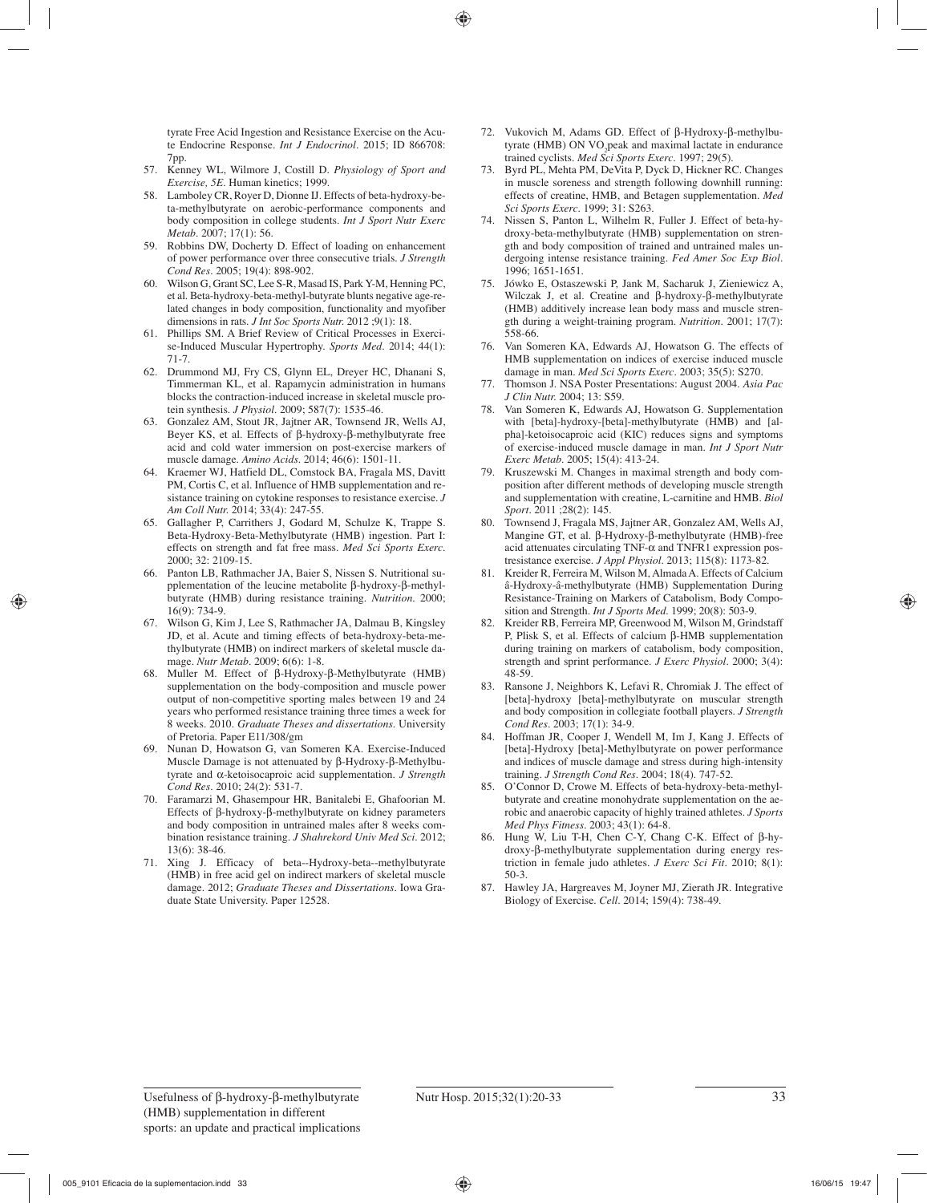tyrate Free Acid Ingestion and Resistance Exercise on the Acute Endocrine Response. *Int J Endocrinol*. 2015; ID 866708: 7pp.

57. Kenney WL, Wilmore J, Costill D. *Physiology of Sport and Exercise, 5E*. Human kinetics; 1999.
58. Lamboley CR, Royer D, Dionne IJ. Effects of beta-hydroxy-beta-methylbutyrate on aerobic-performance components and body composition in college students. *Int J Sport Nutr Exerc Metab*. 2007; 17(1): 56.
59. Robbins DW, Docherty D. Effect of loading on enhancement of power performance over three consecutive trials. *J Strength Cond Res*. 2005; 19(4): 898-902.
60. Wilson G, Grant SC, Lee S-R, Masad IS, Park Y-M, Henning PC, et al. Beta-hydroxy-beta-methyl-butyrate blunts negative age-related changes in body composition, functionality and myofiber dimensions in rats. *J Int Soc Sports Nutr.* 2012 ;9(1): 18.
61. Phillips SM. A Brief Review of Critical Processes in Exercise-Induced Muscular Hypertrophy. *Sports Med*. 2014; 44(1): 71-7.
62. Drummond MJ, Fry CS, Glynn EL, Dreyer HC, Dhanani S, Timmerman KL, et al. Rapamycin administration in humans blocks the contraction-induced increase in skeletal muscle protein synthesis. *J Physiol*. 2009; 587(7): 1535-46.
63. Gonzalez AM, Stout JR, Jajtner AR, Townsend JR, Wells AJ, Beyer KS, et al. Effects of β-hydroxy-β-methylbutyrate free acid and cold water immersion on post-exercise markers of muscle damage. *Amino Acids*. 2014; 46(6): 1501-11.
64. Kraemer WJ, Hatfield DL, Comstock BA, Fragala MS, Davitt PM, Cortis C, et al. Influence of HMB supplementation and resistance training on cytokine responses to resistance exercise. *J Am Coll Nutr.* 2014; 33(4): 247-55.
65. Gallagher P, Carrithers J, Godard M, Schulze K, Trappe S. Beta-Hydroxy-Beta-Methylbutyrate (HMB) ingestion. Part I: effects on strength and fat free mass. *Med Sci Sports Exerc*. 2000; 32: 2109-15.
66. Panton LB, Rathmacher JA, Baier S, Nissen S. Nutritional supplementation of the leucine metabolite β-hydroxy-β-methylbutyrate (HMB) during resistance training. *Nutrition*. 2000; 16(9): 734-9.
67. Wilson G, Kim J, Lee S, Rathmacher JA, Dalmau B, Kingsley JD, et al. Acute and timing effects of beta-hydroxy-beta-methylbutyrate (HMB) on indirect markers of skeletal muscle damage. *Nutr Metab*. 2009; 6(6): 1-8.
68. Muller M. Effect of β-Hydroxy-β-Methylbutyrate (HMB) supplementation on the body-composition and muscle power output of non-competitive sporting males between 19 and 24 years who performed resistance training three times a week for 8 weeks. 2010. *Graduate Theses and dissertations*. University of Pretoria. Paper E11/308/gm
69. Nunan D, Howatson G, van Someren KA. Exercise-Induced Muscle Damage is not attenuated by β-Hydroxy-β-Methylbutyrate and α-ketoisocaproic acid supplementation. *J Strength Cond Res*. 2010; 24(2): 531-7.
70. Faramarzi M, Ghasempour HR, Banitalebi E, Ghafoorian M. Effects of β-hydroxy-β-methylbutyrate on kidney parameters and body composition in untrained males after 8 weeks combination resistance training. *J Shahrekord Univ Med Sci*. 2012; 13(6): 38-46.
71. Xing J. Efficacy of beta--Hydroxy-beta--methylbutyrate (HMB) in free acid gel on indirect markers of skeletal muscle damage. 2012; *Graduate Theses and Dissertations*. Iowa Graduate State University. Paper 12528.
72. Vukovich M, Adams GD. Effect of β-Hydroxy-β-methylbutyrate (HMB) ON $VO_2$peak and maximal lactate in endurance trained cyclists. *Med Sci Sports Exerc*. 1997; 29(5).
73. Byrd PL, Mehta PM, DeVita P, Dyck D, Hickner RC. Changes in muscle soreness and strength following downhill running: effects of creatine, HMB, and Betagen supplementation. *Med Sci Sports Exerc*. 1999; 31: S263.
74. Nissen S, Panton L, Wilhelm R, Fuller J. Effect of beta-hydroxy-beta-methylbutyrate (HMB) supplementation on strength and body composition of trained and untrained males undergoing intense resistance training. *Fed Amer Soc Exp Biol*. 1996; 1651-1651.
75. Jówko E, Ostaszewski P, Jank M, Sacharuk J, Zieniewicz A, Wilczak J, et al. Creatine and β-hydroxy-β-methylbutyrate (HMB) additively increase lean body mass and muscle strength during a weight-training program. *Nutrition*. 2001; 17(7): 558-66.
76. Van Someren KA, Edwards AJ, Howatson G. The effects of HMB supplementation on indices of exercise induced muscle damage in man. *Med Sci Sports Exerc*. 2003; 35(5): S270.
77. Thomson J. NSA Poster Presentations: August 2004. *Asia Pac J Clin Nutr.* 2004; 13: S59.
78. Van Someren K, Edwards AJ, Howatson G. Supplementation with [beta]-hydroxy-[beta]-methylbutyrate (HMB) and [alpha]-ketoisocaproic acid (KIC) reduces signs and symptoms of exercise-induced muscle damage in man. *Int J Sport Nutr Exerc Metab*. 2005; 15(4): 413-24.
79. Kruszewski M. Changes in maximal strength and body composition after different methods of developing muscle strength and supplementation with creatine, L-carnitine and HMB. *Biol Sport*. 2011 ;28(2): 145.
80. Townsend J, Fragala MS, Jajtner AR, Gonzalez AM, Wells AJ, Mangine GT, et al. β-Hydroxy-β-methylbutyrate (HMB)-free acid attenuates circulating TNF-α and TNFR1 expression postresistance exercise. *J Appl Physiol*. 2013; 115(8): 1173-82.
81. Kreider R, Ferreira M, Wilson M, Almada A. Effects of Calcium â-Hydroxy-â-methylbutyrate (HMB) Supplementation During Resistance-Training on Markers of Catabolism, Body Composition and Strength. *Int J Sports Med*. 1999; 20(8): 503-9.
82. Kreider RB, Ferreira MP, Greenwood M, Wilson M, Grindstaff P, Plisk S, et al. Effects of calcium β-HMB supplementation during training on markers of catabolism, body composition, strength and sprint performance. *J Exerc Physiol*. 2000; 3(4): 48-59.
83. Ransone J, Neighbors K, Lefavi R, Chromiak J. The effect of [beta]-hydroxy [beta]-methylbutyrate on muscular strength and body composition in collegiate football players. *J Strength Cond Res*. 2003; 17(1): 34-9.
84. Hoffman JR, Cooper J, Wendell M, Im J, Kang J. Effects of [beta]-Hydroxy [beta]-Methylbutyrate on power performance and indices of muscle damage and stress during high-intensity training. *J Strength Cond Res*. 2004; 18(4). 747-52.
85. O'Connor D, Crowe M. Effects of beta-hydroxy-beta-methylbutyrate and creatine monohydrate supplementation on the aerobic and anaerobic capacity of highly trained athletes. *J Sports Med Phys Fitness*. 2003; 43(1): 64-8.
86. Hung W, Liu T-H, Chen C-Y, Chang C-K. Effect of β-hydroxy-β-methylbutyrate supplementation during energy restriction in female judo athletes. *J Exerc Sci Fit*. 2010; 8(1): 50-3.
87. Hawley JA, Hargreaves M, Joyner MJ, Zierath JR. Integrative Biology of Exercise. *Cell*. 2014; 159(4): 738-49.